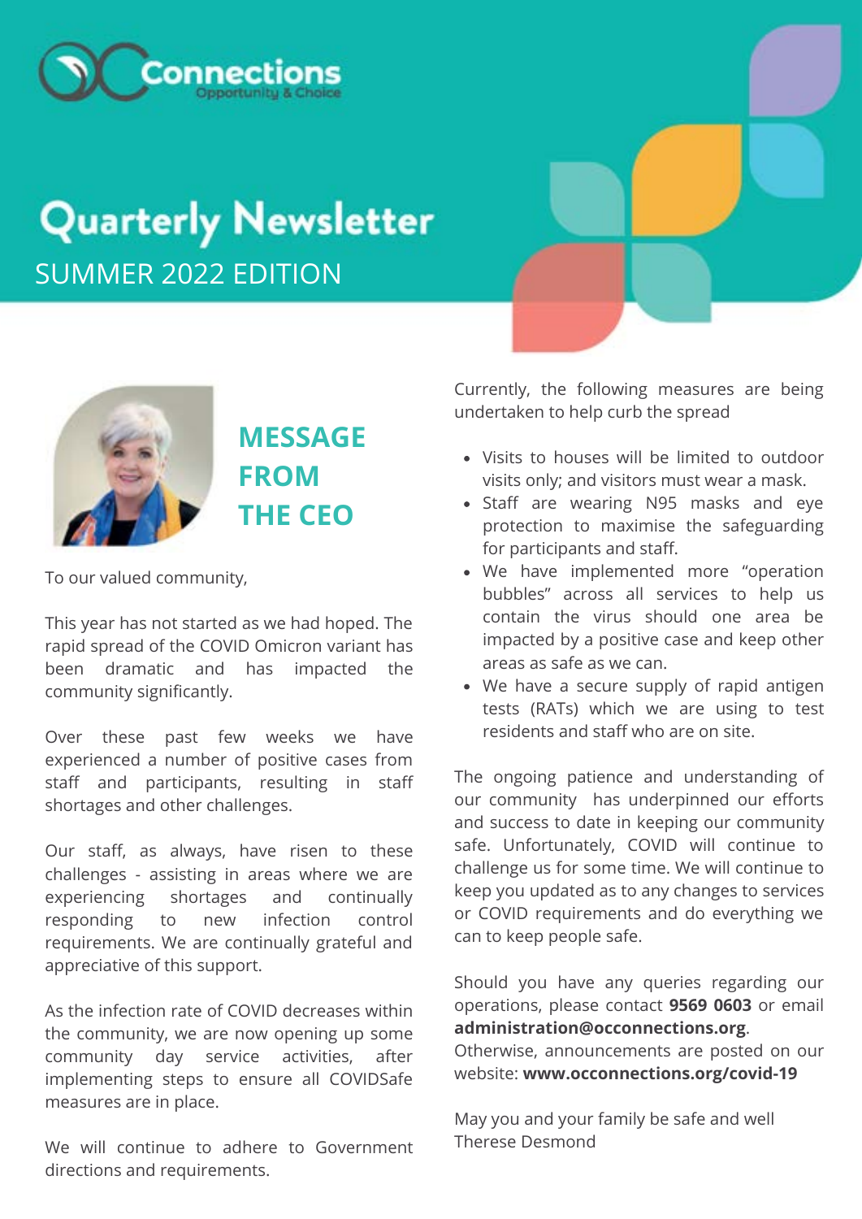Connections
Opportunity & Choice

# Quarterly Newsletter

SUMMER 2022 EDITION

## MESSAGE FROM THE CEO

To our valued community,

This year has not started as we had hoped. The rapid spread of the COVID Omicron variant has been dramatic and has impacted the community significantly.

Over these past few weeks we have experienced a number of positive cases from staff and participants, resulting in staff shortages and other challenges.

Our staff, as always, have risen to these challenges - assisting in areas where we are experiencing shortages and continually responding to new infection control requirements. We are continually grateful and appreciative of this support.

As the infection rate of COVID decreases within the community, we are now opening up some community day service activities, after implementing steps to ensure all COVIDSafe measures are in place.

We will continue to adhere to Government directions and requirements.

Currently, the following measures are being undertaken to help curb the spread

- Visits to houses will be limited to outdoor visits only; and visitors must wear a mask.
- Staff are wearing N95 masks and eye protection to maximise the safeguarding for participants and staff.
- We have implemented more "operation bubbles" across all services to help us contain the virus should one area be impacted by a positive case and keep other areas as safe as we can.
- We have a secure supply of rapid antigen tests (RATs) which we are using to test residents and staff who are on site.

The ongoing patience and understanding of our community has underpinned our efforts and success to date in keeping our community safe. Unfortunately, COVID will continue to challenge us for some time. We will continue to keep you updated as to any changes to services or COVID requirements and do everything we can to keep people safe.

Should you have any queries regarding our operations, please contact **9569 0603** or email **administration@occonnections.org**.
Otherwise, announcements are posted on our website: **www.occonnections.org/covid-19**

May you and your family be safe and well
Therese Desmond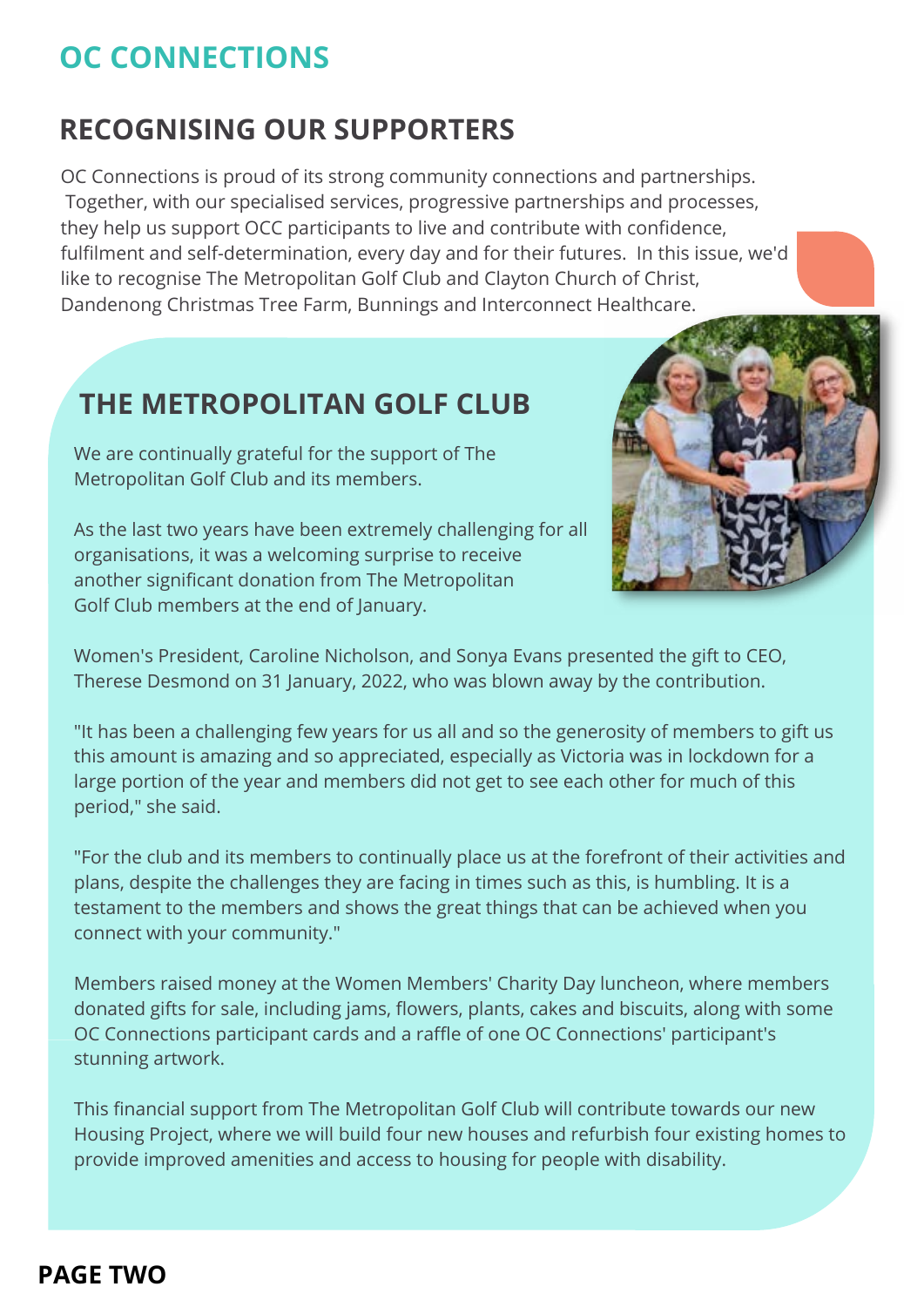# OC CONNECTIONS

## RECOGNISING OUR SUPPORTERS

OC Connections is proud of its strong community connections and partnerships. Together, with our specialised services, progressive partnerships and processes, they help us support OCC participants to live and contribute with confidence, fulfilment and self-determination, every day and for their futures. In this issue, we'd like to recognise The Metropolitan Golf Club and Clayton Church of Christ, Dandenong Christmas Tree Farm, Bunnings and Interconnect Healthcare.

## THE METROPOLITAN GOLF CLUB

We are continually grateful for the support of The Metropolitan Golf Club and its members.

As the last two years have been extremely challenging for all organisations, it was a welcoming surprise to receive another significant donation from The Metropolitan Golf Club members at the end of January.

Women's President, Caroline Nicholson, and Sonya Evans presented the gift to CEO, Therese Desmond on 31 January, 2022, who was blown away by the contribution.

"It has been a challenging few years for us all and so the generosity of members to gift us this amount is amazing and so appreciated, especially as Victoria was in lockdown for a large portion of the year and members did not get to see each other for much of this period," she said.

"For the club and its members to continually place us at the forefront of their activities and plans, despite the challenges they are facing in times such as this, is humbling. It is a testament to the members and shows the great things that can be achieved when you connect with your community."

Members raised money at the Women Members' Charity Day luncheon, where members donated gifts for sale, including jams, flowers, plants, cakes and biscuits, along with some OC Connections participant cards and a raffle of one OC Connections' participant's stunning artwork.

This financial support from The Metropolitan Golf Club will contribute towards our new Housing Project, where we will build four new houses and refurbish four existing homes to provide improved amenities and access to housing for people with disability.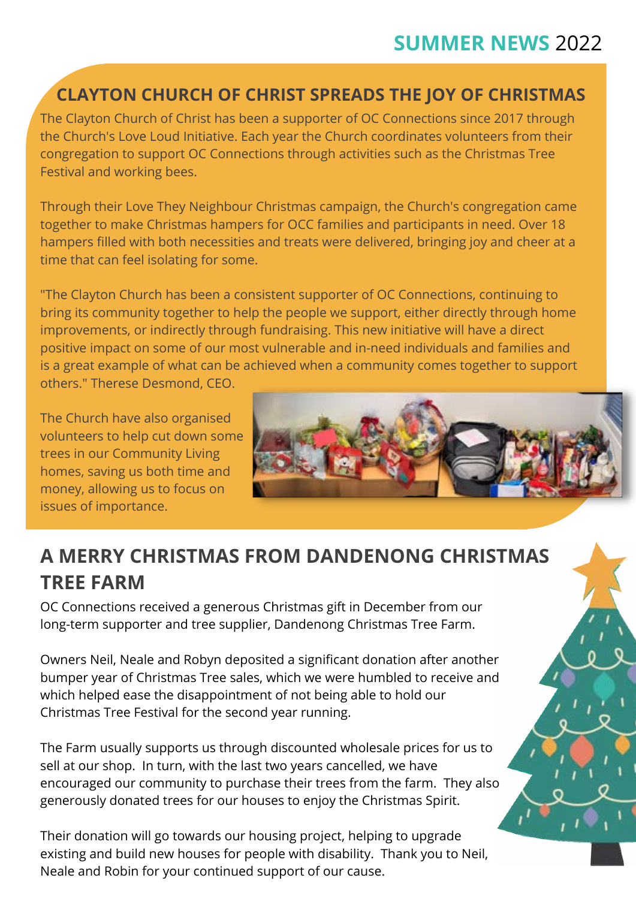# SUMMER NEWS 2022

## CLAYTON CHURCH OF CHRIST SPREADS THE JOY OF CHRISTMAS

The Clayton Church of Christ has been a supporter of OC Connections since 2017 through the Church's Love Loud Initiative. Each year the Church coordinates volunteers from their congregation to support OC Connections through activities such as the Christmas Tree Festival and working bees.

Through their Love They Neighbour Christmas campaign, the Church's congregation came together to make Christmas hampers for OCC families and participants in need. Over 18 hampers filled with both necessities and treats were delivered, bringing joy and cheer at a time that can feel isolating for some.

"The Clayton Church has been a consistent supporter of OC Connections, continuing to bring its community together to help the people we support, either directly through home improvements, or indirectly through fundraising. This new initiative will have a direct positive impact on some of our most vulnerable and in-need individuals and families and is a great example of what can be achieved when a community comes together to support others." Therese Desmond, CEO.

The Church have also organised volunteers to help cut down some trees in our Community Living homes, saving us both time and money, allowing us to focus on issues of importance.

## A MERRY CHRISTMAS FROM DANDENONG CHRISTMAS TREE FARM

OC Connections received a generous Christmas gift in December from our long-term supporter and tree supplier, Dandenong Christmas Tree Farm.

Owners Neil, Neale and Robyn deposited a significant donation after another bumper year of Christmas Tree sales, which we were humbled to receive and which helped ease the disappointment of not being able to hold our Christmas Tree Festival for the second year running.

The Farm usually supports us through discounted wholesale prices for us to sell at our shop. In turn, with the last two years cancelled, we have encouraged our community to purchase their trees from the farm. They also generously donated trees for our houses to enjoy the Christmas Spirit.

Their donation will go towards our housing project, helping to upgrade existing and build new houses for people with disability. Thank you to Neil, Neale and Robin for your continued support of our cause.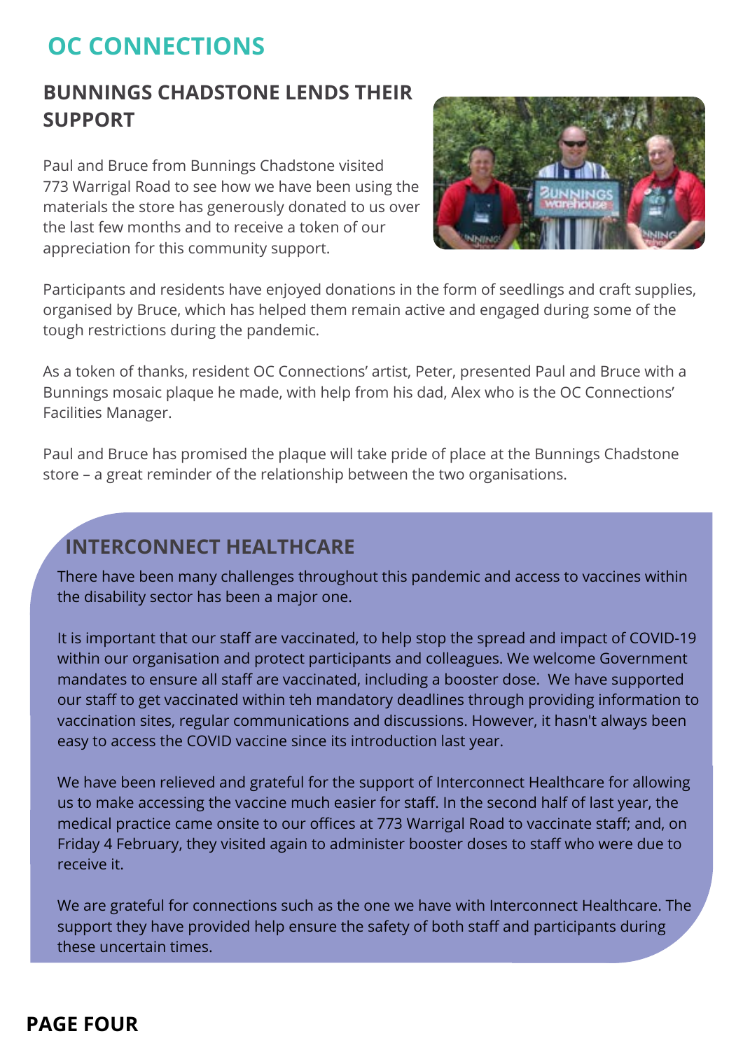# OC CONNECTIONS

## BUNNINGS CHADSTONE LENDS THEIR SUPPORT

Paul and Bruce from Bunnings Chadstone visited 773 Warrigal Road to see how we have been using the materials the store has generously donated to us over the last few months and to receive a token of our appreciation for this community support.

Participants and residents have enjoyed donations in the form of seedlings and craft supplies, organised by Bruce, which has helped them remain active and engaged during some of the tough restrictions during the pandemic.

As a token of thanks, resident OC Connections' artist, Peter, presented Paul and Bruce with a Bunnings mosaic plaque he made, with help from his dad, Alex who is the OC Connections' Facilities Manager.

Paul and Bruce has promised the plaque will take pride of place at the Bunnings Chadstone store – a great reminder of the relationship between the two organisations.

## INTERCONNECT HEALTHCARE

There have been many challenges throughout this pandemic and access to vaccines within the disability sector has been a major one.

It is important that our staff are vaccinated, to help stop the spread and impact of COVID-19 within our organisation and protect participants and colleagues. We welcome Government mandates to ensure all staff are vaccinated, including a booster dose. We have supported our staff to get vaccinated within teh mandatory deadlines through providing information to vaccination sites, regular communications and discussions. However, it hasn't always been easy to access the COVID vaccine since its introduction last year.

We have been relieved and grateful for the support of Interconnect Healthcare for allowing us to make accessing the vaccine much easier for staff. In the second half of last year, the medical practice came onsite to our offices at 773 Warrigal Road to vaccinate staff; and, on Friday 4 February, they visited again to administer booster doses to staff who were due to receive it.

We are grateful for connections such as the one we have with Interconnect Healthcare. The support they have provided help ensure the safety of both staff and participants during these uncertain times.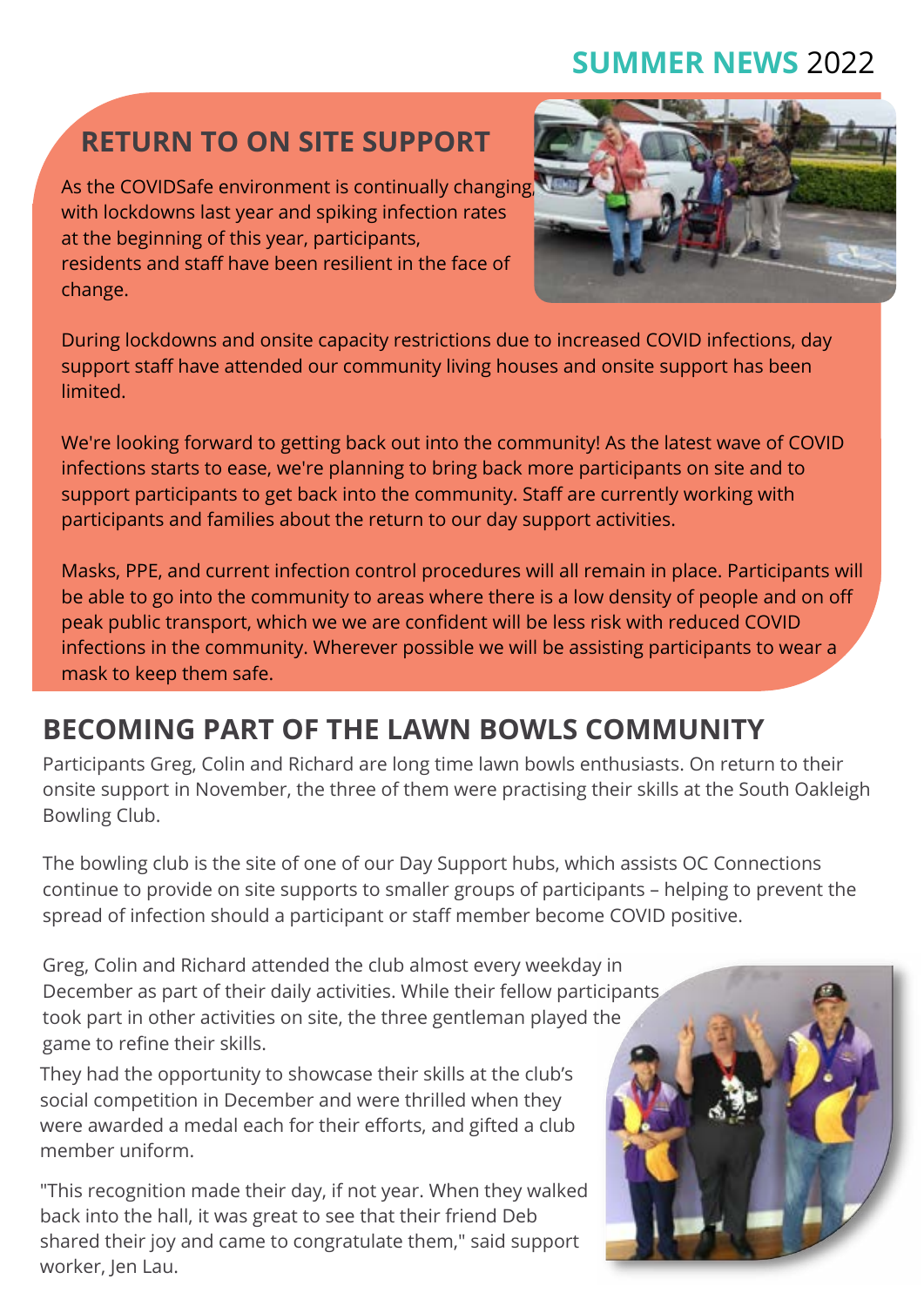**SUMMER NEWS** 2022

## RETURN TO ON SITE SUPPORT

As the COVIDSafe environment is continually changing, with lockdowns last year and spiking infection rates at the beginning of this year, participants, residents and staff have been resilient in the face of change.

During lockdowns and onsite capacity restrictions due to increased COVID infections, day support staff have attended our community living houses and onsite support has been limited.

We're looking forward to getting back out into the community! As the latest wave of COVID infections starts to ease, we're planning to bring back more participants on site and to support participants to get back into the community. Staff are currently working with participants and families about the return to our day support activities.

Masks, PPE, and current infection control procedures will all remain in place. Participants will be able to go into the community to areas where there is a low density of people and on off peak public transport, which we we are confident will be less risk with reduced COVID infections in the community. Wherever possible we will be assisting participants to wear a mask to keep them safe.

## BECOMING PART OF THE LAWN BOWLS COMMUNITY

Participants Greg, Colin and Richard are long time lawn bowls enthusiasts. On return to their onsite support in November, the three of them were practising their skills at the South Oakleigh Bowling Club.

The bowling club is the site of one of our Day Support hubs, which assists OC Connections continue to provide on site supports to smaller groups of participants – helping to prevent the spread of infection should a participant or staff member become COVID positive.

Greg, Colin and Richard attended the club almost every weekday in December as part of their daily activities. While their fellow participants took part in other activities on site, the three gentleman played the game to refine their skills.

They had the opportunity to showcase their skills at the club's social competition in December and were thrilled when they were awarded a medal each for their efforts, and gifted a club member uniform.

"This recognition made their day, if not year. When they walked back into the hall, it was great to see that their friend Deb shared their joy and came to congratulate them," said support worker, Jen Lau.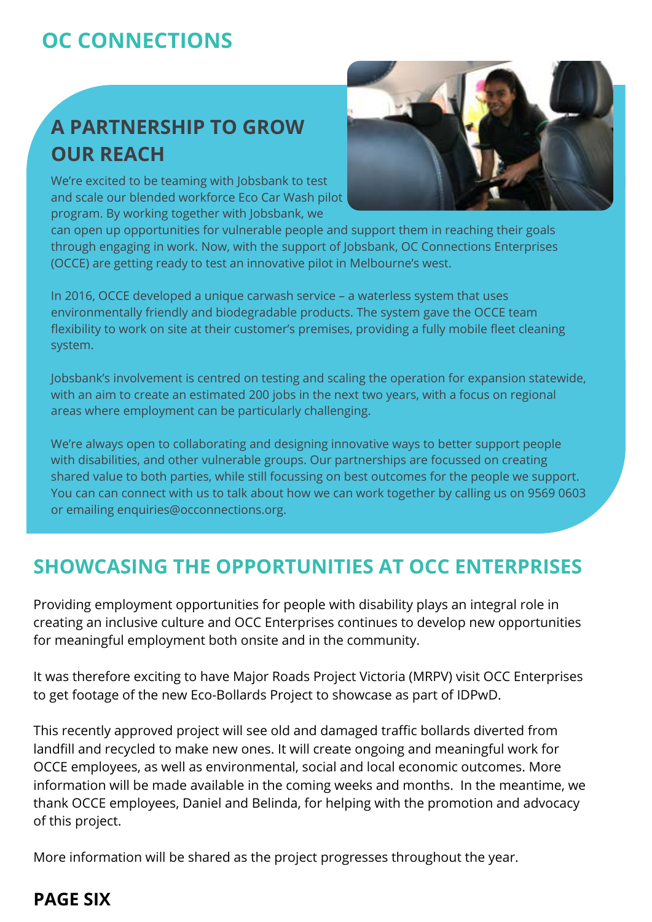## OC CONNECTIONS

### A PARTNERSHIP TO GROW OUR REACH

We're excited to be teaming with Jobsbank to test and scale our blended workforce Eco Car Wash pilot program. By working together with Jobsbank, we can open up opportunities for vulnerable people and support them in reaching their goals through engaging in work. Now, with the support of Jobsbank, OC Connections Enterprises (OCCE) are getting ready to test an innovative pilot in Melbourne's west.

In 2016, OCCE developed a unique carwash service – a waterless system that uses environmentally friendly and biodegradable products. The system gave the OCCE team flexibility to work on site at their customer's premises, providing a fully mobile fleet cleaning system.

Jobsbank's involvement is centred on testing and scaling the operation for expansion statewide, with an aim to create an estimated 200 jobs in the next two years, with a focus on regional areas where employment can be particularly challenging.

We're always open to collaborating and designing innovative ways to better support people with disabilities, and other vulnerable groups. Our partnerships are focussed on creating shared value to both parties, while still focussing on best outcomes for the people we support. You can can connect with us to talk about how we can work together by calling us on 9569 0603 or emailing enquiries@occonnections.org.

### SHOWCASING THE OPPORTUNITIES AT OCC ENTERPRISES

Providing employment opportunities for people with disability plays an integral role in creating an inclusive culture and OCC Enterprises continues to develop new opportunities for meaningful employment both onsite and in the community.

It was therefore exciting to have Major Roads Project Victoria (MRPV) visit OCC Enterprises to get footage of the new Eco-Bollards Project to showcase as part of IDPwD.

This recently approved project will see old and damaged traffic bollards diverted from landfill and recycled to make new ones. It will create ongoing and meaningful work for OCCE employees, as well as environmental, social and local economic outcomes. More information will be made available in the coming weeks and months. In the meantime, we thank OCCE employees, Daniel and Belinda, for helping with the promotion and advocacy of this project.

More information will be shared as the project progresses throughout the year.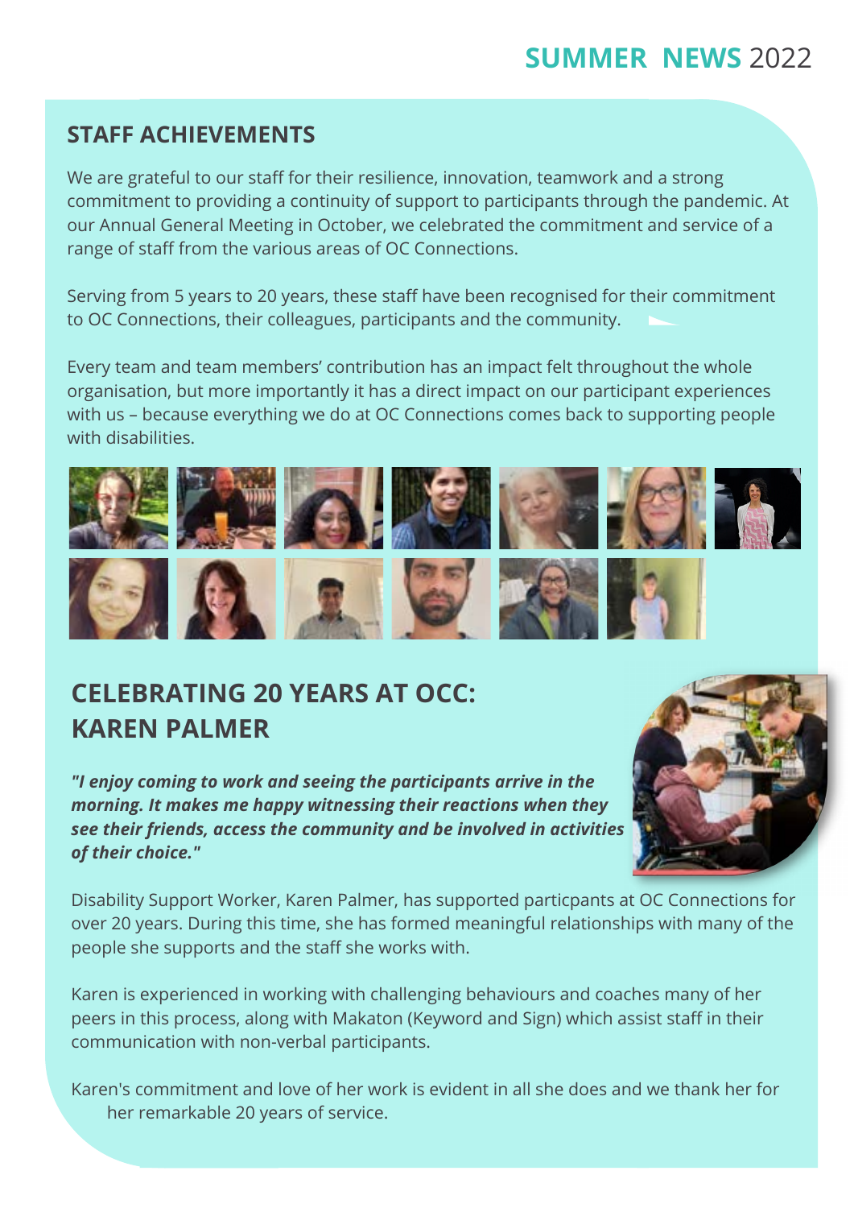## STAFF ACHIEVEMENTS

We are grateful to our staff for their resilience, innovation, teamwork and a strong commitment to providing a continuity of support to participants through the pandemic. At our Annual General Meeting in October, we celebrated the commitment and service of a range of staff from the various areas of OC Connections.

Serving from 5 years to 20 years, these staff have been recognised for their commitment to OC Connections, their colleagues, participants and the community.

Every team and team members' contribution has an impact felt throughout the whole organisation, but more importantly it has a direct impact on our participant experiences with us – because everything we do at OC Connections comes back to supporting people with disabilities.

## CELEBRATING 20 YEARS AT OCC: KAREN PALMER

***"I enjoy coming to work and seeing the participants arrive in the morning. It makes me happy witnessing their reactions when they see their friends, access the community and be involved in activities of their choice."***

Disability Support Worker, Karen Palmer, has supported particpants at OC Connections for over 20 years. During this time, she has formed meaningful relationships with many of the people she supports and the staff she works with.

Karen is experienced in working with challenging behaviours and coaches many of her peers in this process, along with Makaton (Keyword and Sign) which assist staff in their communication with non-verbal participants.

Karen's commitment and love of her work is evident in all she does and we thank her for her remarkable 20 years of service.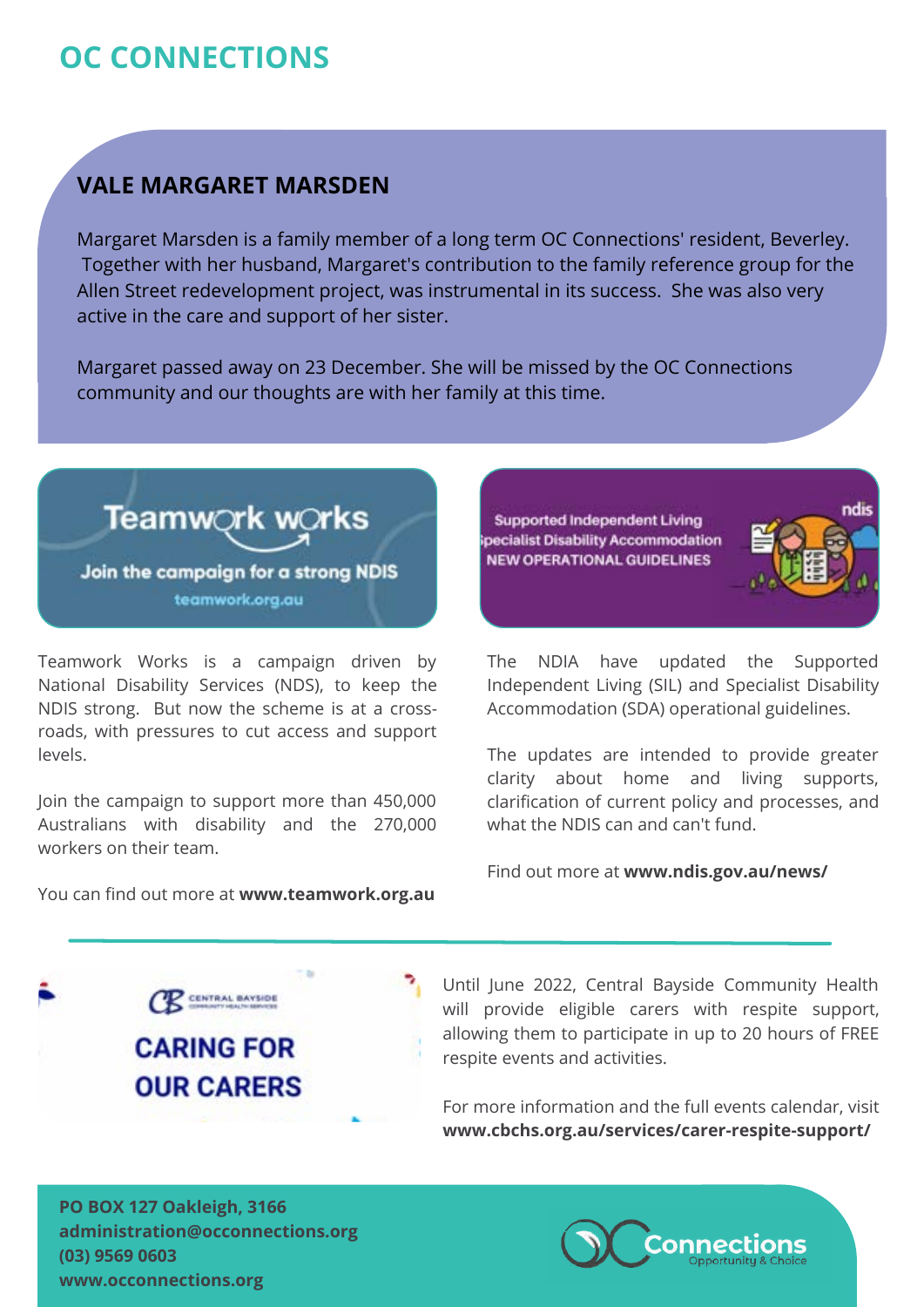# OC CONNECTIONS

## VALE MARGARET MARSDEN

Margaret Marsden is a family member of a long term OC Connections' resident, Beverley. Together with her husband, Margaret's contribution to the family reference group for the Allen Street redevelopment project, was instrumental in its success. She was also very active in the care and support of her sister.

Margaret passed away on 23 December. She will be missed by the OC Connections community and our thoughts are with her family at this time.

Teamwork works

Join the campaign for a strong NDIS

teamwork.org.au

Teamwork Works is a campaign driven by National Disability Services (NDS), to keep the NDIS strong. But now the scheme is at a cross-roads, with pressures to cut access and support levels.

Join the campaign to support more than 450,000 Australians with disability and the 270,000 workers on their team.

You can find out more at **www.teamwork.org.au**

Supported Independent Living
Specialist Disability Accommodation
NEW OPERATIONAL GUIDELINES

ndis

The NDIA have updated the Supported Independent Living (SIL) and Specialist Disability Accommodation (SDA) operational guidelines.

The updates are intended to provide greater clarity about home and living supports, clarification of current policy and processes, and what the NDIS can and can't fund.

Find out more at **www.ndis.gov.au/news/**

CENTRAL BAYSIDE COMMUNITY HEALTH SERVICES

CARING FOR OUR CARERS

Until June 2022, Central Bayside Community Health will provide eligible carers with respite support, allowing them to participate in up to 20 hours of FREE respite events and activities.

For more information and the full events calendar, visit **www.cbchs.org.au/services/carer-respite-support/**

**PO BOX 127 Oakleigh, 3166**
**administration@occonnections.org**
**(03) 9569 0603**
**www.occonnections.org**

Connections
Opportunity & Choice